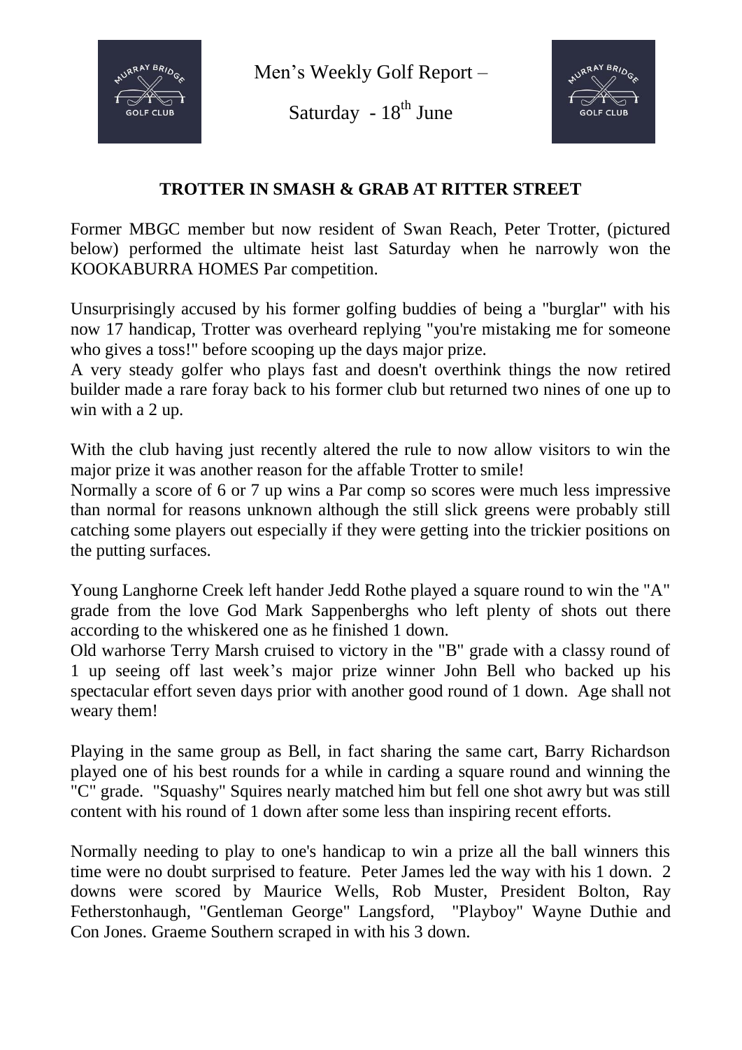Men's Weekly Golf Report –

Saturday - 18th June

## TROTTER IN SMASH & GRAB AT RITTER STREET

Former MBGC member but now resident of Swan Reach, Peter Trotter, (pictured below) performed the ultimate heist last Saturday when he narrowly won the KOOKABURRA HOMES Par competition.

Unsurprisingly accused by his former golfing buddies of being a "burglar" with his now 17 handicap, Trotter was overheard replying "you're mistaking me for someone who gives a toss!" before scooping up the days major prize.
A very steady golfer who plays fast and doesn't overthink things the now retired builder made a rare foray back to his former club but returned two nines of one up to win with a 2 up.

With the club having just recently altered the rule to now allow visitors to win the major prize it was another reason for the affable Trotter to smile!
Normally a score of 6 or 7 up wins a Par comp so scores were much less impressive than normal for reasons unknown although the still slick greens were probably still catching some players out especially if they were getting into the trickier positions on the putting surfaces.

Young Langhorne Creek left hander Jedd Rothe played a square round to win the "A" grade from the love God Mark Sappenberghs who left plenty of shots out there according to the whiskered one as he finished 1 down.
Old warhorse Terry Marsh cruised to victory in the "B" grade with a classy round of 1 up seeing off last week's major prize winner John Bell who backed up his spectacular effort seven days prior with another good round of 1 down. Age shall not weary them!

Playing in the same group as Bell, in fact sharing the same cart, Barry Richardson played one of his best rounds for a while in carding a square round and winning the "C" grade. "Squashy" Squires nearly matched him but fell one shot awry but was still content with his round of 1 down after some less than inspiring recent efforts.

Normally needing to play to one's handicap to win a prize all the ball winners this time were no doubt surprised to feature. Peter James led the way with his 1 down. 2 downs were scored by Maurice Wells, Rob Muster, President Bolton, Ray Fetherstonhaugh, "Gentleman George" Langsford, "Playboy" Wayne Duthie and Con Jones. Graeme Southern scraped in with his 3 down.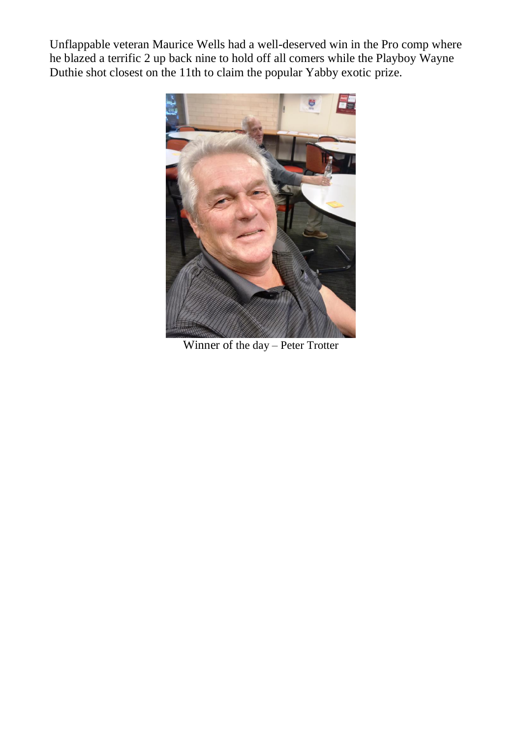Unflappable veteran Maurice Wells had a well-deserved win in the Pro comp where he blazed a terrific 2 up back nine to hold off all comers while the Playboy Wayne Duthie shot closest on the 11th to claim the popular Yabby exotic prize.

Winner of the day – Peter Trotter